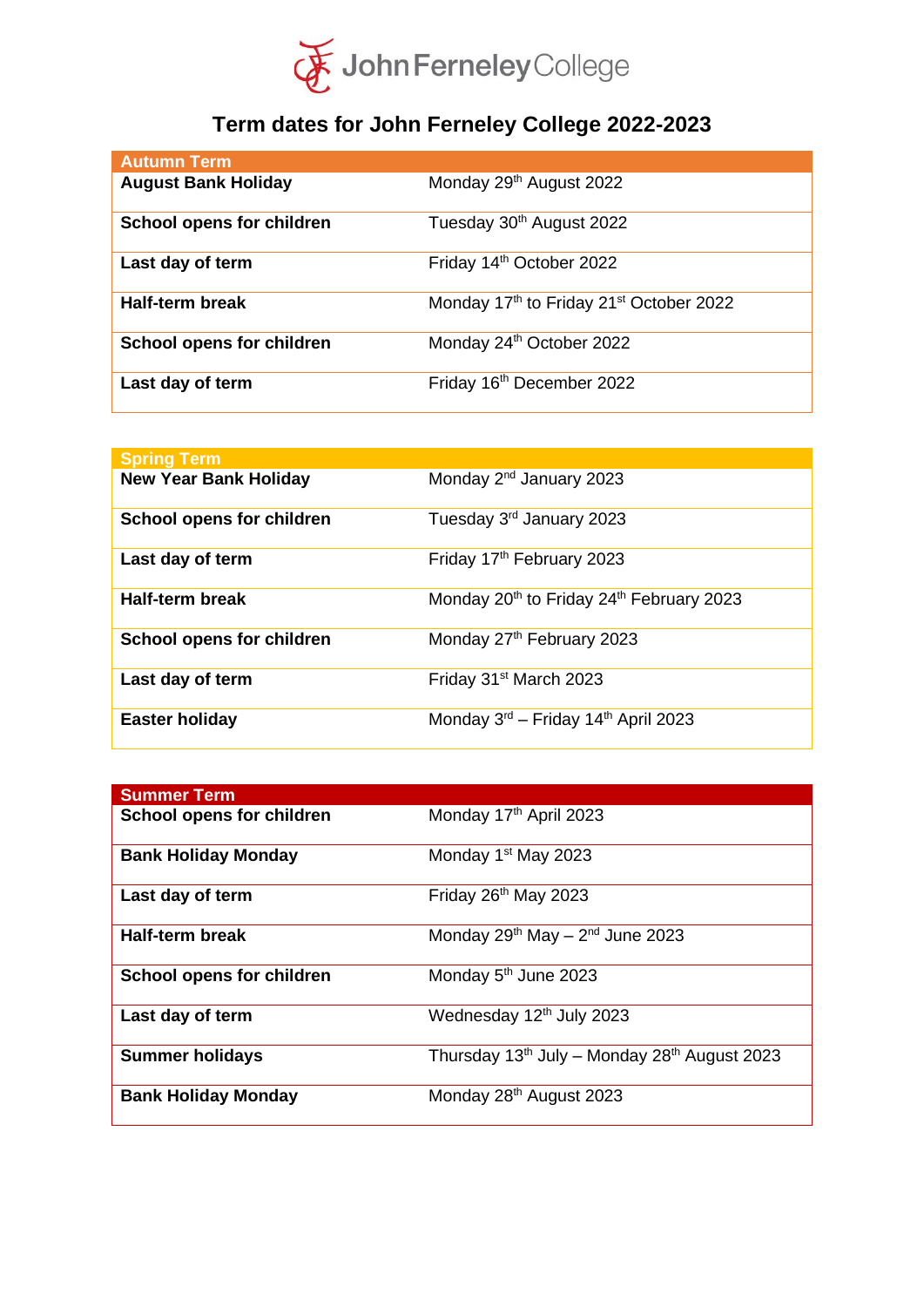John Ferneley College

# Term dates for John Ferneley College 2022-2023

| Autumn Term | |
|---|---|
| **August Bank Holiday** | Monday 29th August 2022 |
| **School opens for children** | Tuesday 30th August 2022 |
| **Last day of term** | Friday 14th October 2022 |
| **Half-term break** | Monday 17th to Friday 21st October 2022 |
| **School opens for children** | Monday 24th October 2022 |
| **Last day of term** | Friday 16th December 2022 |

| Spring Term | |
|---|---|
| **New Year Bank Holiday** | Monday 2nd January 2023 |
| **School opens for children** | Tuesday 3rd January 2023 |
| **Last day of term** | Friday 17th February 2023 |
| **Half-term break** | Monday 20th to Friday 24th February 2023 |
| **School opens for children** | Monday 27th February 2023 |
| **Last day of term** | Friday 31st March 2023 |
| **Easter holiday** | Monday 3rd – Friday 14th April 2023 |

| Summer Term | |
|---|---|
| **School opens for children** | Monday 17th April 2023 |
| **Bank Holiday Monday** | Monday 1st May 2023 |
| **Last day of term** | Friday 26th May 2023 |
| **Half-term break** | Monday 29th May – 2nd June 2023 |
| **School opens for children** | Monday 5th June 2023 |
| **Last day of term** | Wednesday 12th July 2023 |
| **Summer holidays** | Thursday 13th July – Monday 28th August 2023 |
| **Bank Holiday Monday** | Monday 28th August 2023 |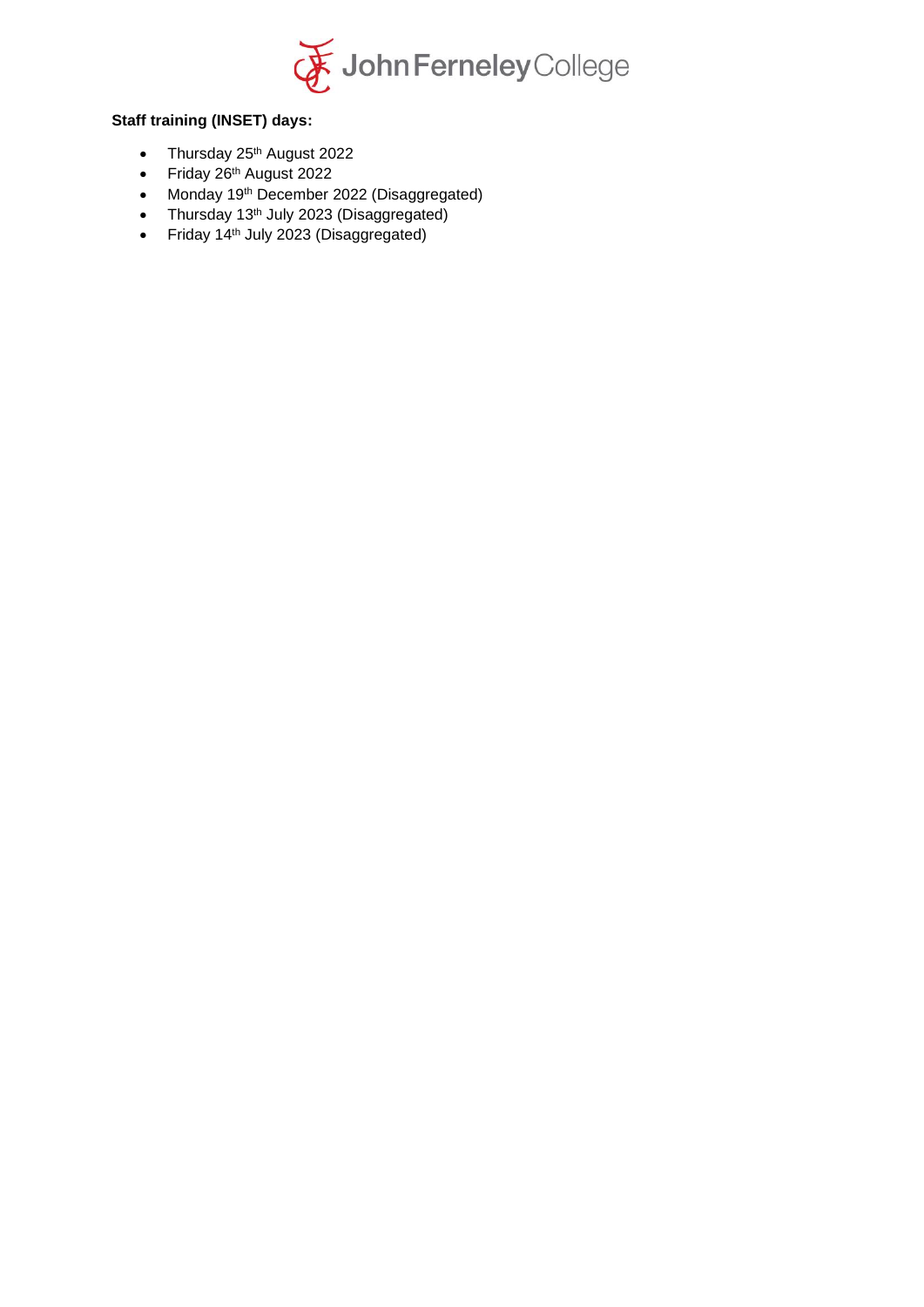**Staff training (INSET) days:**

- Thursday 25th August 2022
- Friday 26th August 2022
- Monday 19th December 2022 (Disaggregated)
- Thursday 13th July 2023 (Disaggregated)
- Friday 14th July 2023 (Disaggregated)